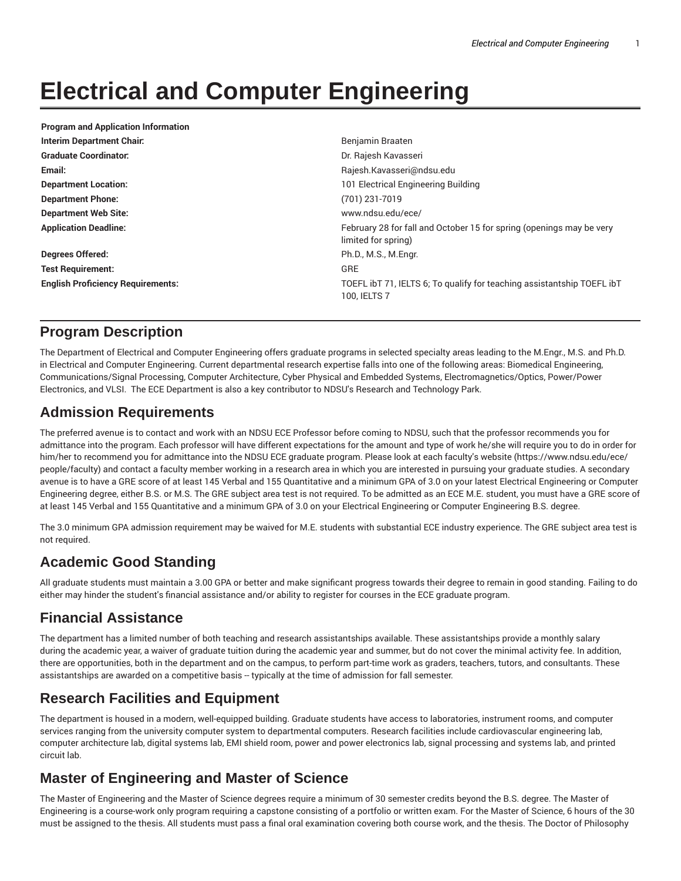# Electrical and Computer Engineering

| Program and Application Information | |
|---|---|
| **Interim Department Chair:** | Benjamin Braaten |
| **Graduate Coordinator:** | Dr. Rajesh Kavasseri |
| **Email:** | Rajesh.Kavasseri@ndsu.edu |
| **Department Location:** | 101 Electrical Engineering Building |
| **Department Phone:** | (701) 231-7019 |
| **Department Web Site:** | www.ndsu.edu/ece/ |
| **Application Deadline:** | February 28 for fall and October 15 for spring (openings may be very limited for spring) |
| **Degrees Offered:** | Ph.D., M.S., M.Engr. |
| **Test Requirement:** | GRE |
| **English Proficiency Requirements:** | TOEFL ibT 71, IELTS 6; To qualify for teaching assistantship TOEFL ibT 100, IELTS 7 |

## Program Description

The Department of Electrical and Computer Engineering offers graduate programs in selected specialty areas leading to the M.Engr., M.S. and Ph.D. in Electrical and Computer Engineering. Current departmental research expertise falls into one of the following areas: Biomedical Engineering, Communications/Signal Processing, Computer Architecture, Cyber Physical and Embedded Systems, Electromagnetics/Optics, Power/Power Electronics, and VLSI. The ECE Department is also a key contributor to NDSU's Research and Technology Park.

## Admission Requirements

The preferred avenue is to contact and work with an NDSU ECE Professor before coming to NDSU, such that the professor recommends you for admittance into the program. Each professor will have different expectations for the amount and type of work he/she will require you to do in order for him/her to recommend you for admittance into the NDSU ECE graduate program. Please look at each faculty's website (https://www.ndsu.edu/ece/people/faculty) and contact a faculty member working in a research area in which you are interested in pursuing your graduate studies. A secondary avenue is to have a GRE score of at least 145 Verbal and 155 Quantitative and a minimum GPA of 3.0 on your latest Electrical Engineering or Computer Engineering degree, either B.S. or M.S. The GRE subject area test is not required. To be admitted as an ECE M.E. student, you must have a GRE score of at least 145 Verbal and 155 Quantitative and a minimum GPA of 3.0 on your Electrical Engineering or Computer Engineering B.S. degree.

The 3.0 minimum GPA admission requirement may be waived for M.E. students with substantial ECE industry experience. The GRE subject area test is not required.

## Academic Good Standing

All graduate students must maintain a 3.00 GPA or better and make significant progress towards their degree to remain in good standing. Failing to do either may hinder the student's financial assistance and/or ability to register for courses in the ECE graduate program.

## Financial Assistance

The department has a limited number of both teaching and research assistantships available. These assistantships provide a monthly salary during the academic year, a waiver of graduate tuition during the academic year and summer, but do not cover the minimal activity fee. In addition, there are opportunities, both in the department and on the campus, to perform part-time work as graders, teachers, tutors, and consultants. These assistantships are awarded on a competitive basis -- typically at the time of admission for fall semester.

## Research Facilities and Equipment

The department is housed in a modern, well-equipped building. Graduate students have access to laboratories, instrument rooms, and computer services ranging from the university computer system to departmental computers. Research facilities include cardiovascular engineering lab, computer architecture lab, digital systems lab, EMI shield room, power and power electronics lab, signal processing and systems lab, and printed circuit lab.

## Master of Engineering and Master of Science

The Master of Engineering and the Master of Science degrees require a minimum of 30 semester credits beyond the B.S. degree. The Master of Engineering is a course-work only program requiring a capstone consisting of a portfolio or written exam. For the Master of Science, 6 hours of the 30 must be assigned to the thesis. All students must pass a final oral examination covering both course work, and the thesis. The Doctor of Philosophy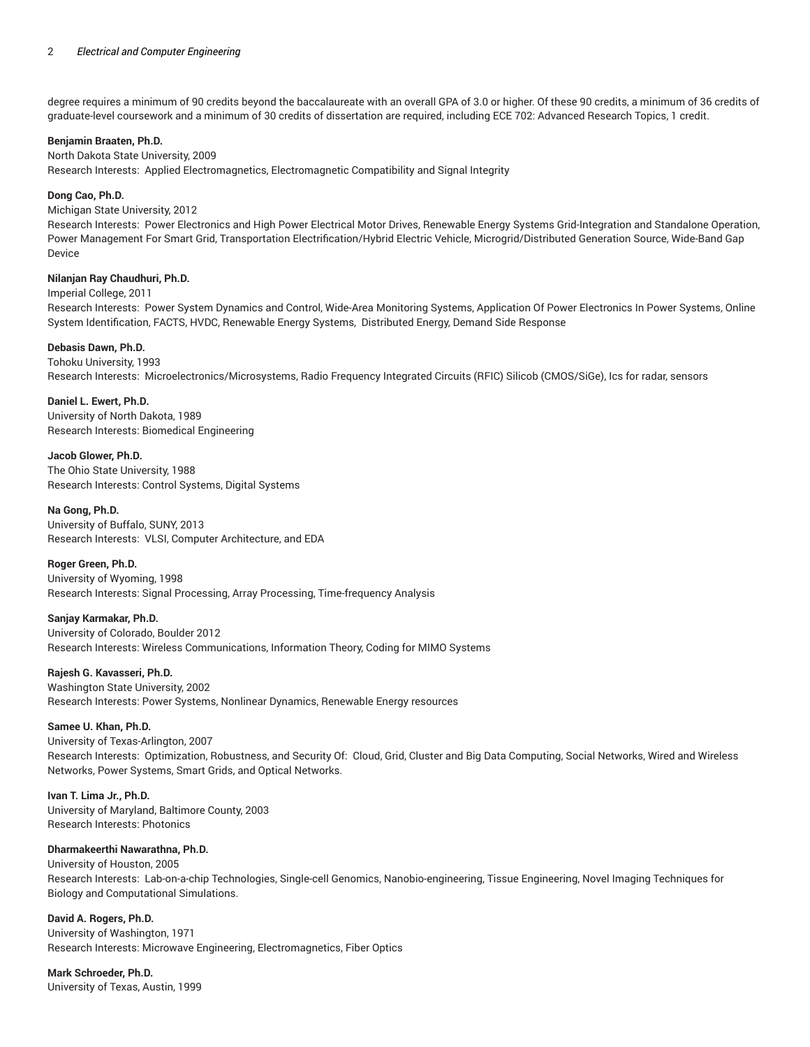degree requires a minimum of 90 credits beyond the baccalaureate with an overall GPA of 3.0 or higher. Of these 90 credits, a minimum of 36 credits of graduate-level coursework and a minimum of 30 credits of dissertation are required, including ECE 702: Advanced Research Topics, 1 credit.

**Benjamin Braaten, Ph.D.**
North Dakota State University, 2009
Research Interests: Applied Electromagnetics, Electromagnetic Compatibility and Signal Integrity

**Dong Cao, Ph.D.**
Michigan State University, 2012
Research Interests: Power Electronics and High Power Electrical Motor Drives, Renewable Energy Systems Grid-Integration and Standalone Operation, Power Management For Smart Grid, Transportation Electrification/Hybrid Electric Vehicle, Microgrid/Distributed Generation Source, Wide-Band Gap Device

**Nilanjan Ray Chaudhuri, Ph.D.**
Imperial College, 2011
Research Interests: Power System Dynamics and Control, Wide-Area Monitoring Systems, Application Of Power Electronics In Power Systems, Online System Identification, FACTS, HVDC, Renewable Energy Systems, Distributed Energy, Demand Side Response

**Debasis Dawn, Ph.D.**
Tohoku University, 1993
Research Interests: Microelectronics/Microsystems, Radio Frequency Integrated Circuits (RFIC) Silicob (CMOS/SiGe), Ics for radar, sensors

**Daniel L. Ewert, Ph.D.**
University of North Dakota, 1989
Research Interests: Biomedical Engineering

**Jacob Glower, Ph.D.**
The Ohio State University, 1988
Research Interests: Control Systems, Digital Systems

**Na Gong, Ph.D.**
University of Buffalo, SUNY, 2013
Research Interests: VLSI, Computer Architecture, and EDA

**Roger Green, Ph.D.**
University of Wyoming, 1998
Research Interests: Signal Processing, Array Processing, Time-frequency Analysis

**Sanjay Karmakar, Ph.D.**
University of Colorado, Boulder 2012
Research Interests: Wireless Communications, Information Theory, Coding for MIMO Systems

**Rajesh G. Kavasseri, Ph.D.**
Washington State University, 2002
Research Interests: Power Systems, Nonlinear Dynamics, Renewable Energy resources

**Samee U. Khan, Ph.D.**
University of Texas-Arlington, 2007
Research Interests: Optimization, Robustness, and Security Of: Cloud, Grid, Cluster and Big Data Computing, Social Networks, Wired and Wireless Networks, Power Systems, Smart Grids, and Optical Networks.

**Ivan T. Lima Jr., Ph.D.**
University of Maryland, Baltimore County, 2003
Research Interests: Photonics

**Dharmakeerthi Nawarathna, Ph.D.**
University of Houston, 2005
Research Interests: Lab-on-a-chip Technologies, Single-cell Genomics, Nanobio-engineering, Tissue Engineering, Novel Imaging Techniques for Biology and Computational Simulations.

**David A. Rogers, Ph.D.**
University of Washington, 1971
Research Interests: Microwave Engineering, Electromagnetics, Fiber Optics

**Mark Schroeder, Ph.D.**
University of Texas, Austin, 1999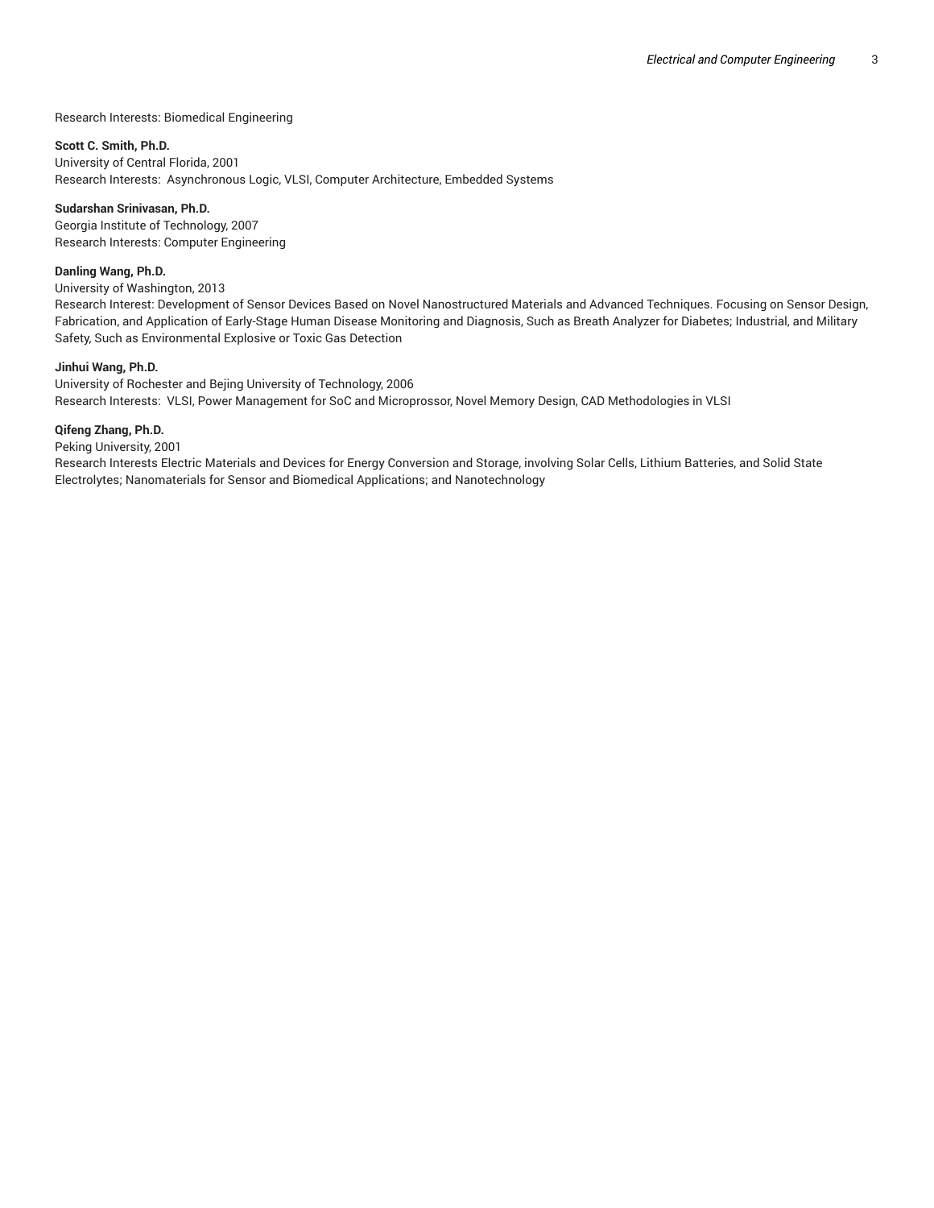Research Interests: Biomedical Engineering

**Scott C. Smith, Ph.D.**
University of Central Florida, 2001
Research Interests:  Asynchronous Logic, VLSI, Computer Architecture, Embedded Systems

**Sudarshan Srinivasan, Ph.D.**
Georgia Institute of Technology, 2007
Research Interests: Computer Engineering

**Danling Wang, Ph.D.**
University of Washington, 2013
Research Interest: Development of Sensor Devices Based on Novel Nanostructured Materials and Advanced Techniques. Focusing on Sensor Design, Fabrication, and Application of Early-Stage Human Disease Monitoring and Diagnosis, Such as Breath Analyzer for Diabetes; Industrial, and Military Safety, Such as Environmental Explosive or Toxic Gas Detection

**Jinhui Wang, Ph.D.**
University of Rochester and Bejing University of Technology, 2006
Research Interests:  VLSI, Power Management for SoC and Microprossor, Novel Memory Design, CAD Methodologies in VLSI

**Qifeng Zhang, Ph.D.**
Peking University, 2001
Research Interests Electric Materials and Devices for Energy Conversion and Storage, involving Solar Cells, Lithium Batteries, and Solid State Electrolytes; Nanomaterials for Sensor and Biomedical Applications; and Nanotechnology